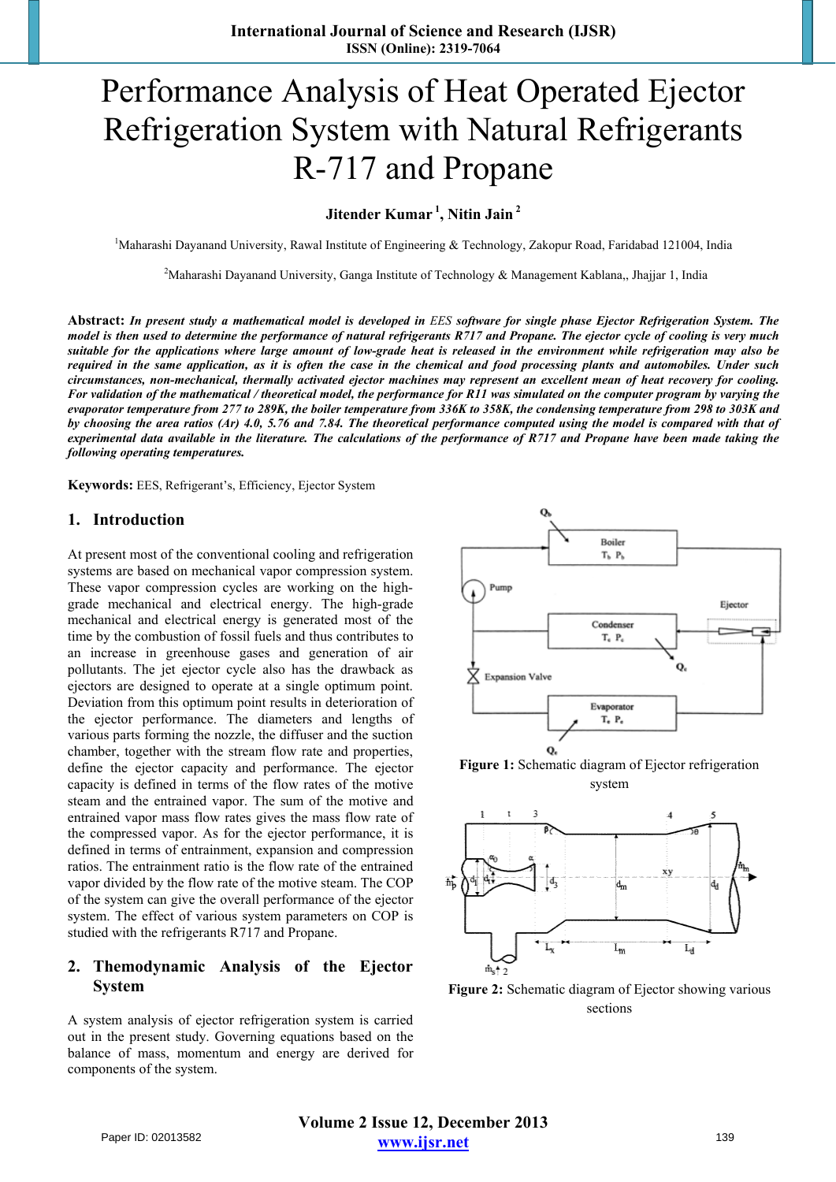# Performance Analysis of Heat Operated Ejector Refrigeration System with Natural Refrigerants R-717 and Propane

**Jitender Kumar [1], Nitin Jain [2]**

[1]Maharashi Dayanand University, Rawal Institute of Engineering & Technology, Zakopur Road, Faridabad 121004, India

[2]Maharashi Dayanand University, Ganga Institute of Technology & Management Kablana,, Jhajjar 1, India

**Abstract:** ***In present study a mathematical model is developed in** EES **software for single phase Ejector Refrigeration System. The model is then used to determine the performance of natural refrigerants R717 and Propane. The ejector cycle of cooling is very much suitable for the applications where large amount of low-grade heat is released in the environment while refrigeration may also be required in the same application, as it is often the case in the chemical and food processing plants and automobiles. Under such circumstances, non-mechanical, thermally activated ejector machines may represent an excellent mean of heat recovery for cooling. For validation of the mathematical / theoretical model, the performance for R11 was simulated on the computer program by varying the evaporator temperature from 277 to 289K, the boiler temperature from 336K to 358K, the condensing temperature from 298 to 303K and by choosing the area ratios (Ar) 4.0, 5.76 and 7.84. The theoretical performance computed using the model is compared with that of experimental data available in the literature. The calculations of the performance of R717 and Propane have been made taking the following operating temperatures.***

**Keywords:** EES, Refrigerant's, Efficiency, Ejector System

## 1. Introduction

At present most of the conventional cooling and refrigeration systems are based on mechanical vapor compression system. These vapor compression cycles are working on the high-grade mechanical and electrical energy. The high-grade mechanical and electrical energy is generated most of the time by the combustion of fossil fuels and thus contributes to an increase in greenhouse gases and generation of air pollutants. The jet ejector cycle also has the drawback as ejectors are designed to operate at a single optimum point. Deviation from this optimum point results in deterioration of the ejector performance. The diameters and lengths of various parts forming the nozzle, the diffuser and the suction chamber, together with the stream flow rate and properties, define the ejector capacity and performance. The ejector capacity is defined in terms of the flow rates of the motive steam and the entrained vapor. The sum of the motive and entrained vapor mass flow rates gives the mass flow rate of the compressed vapor. As for the ejector performance, it is defined in terms of entrainment, expansion and compression ratios. The entrainment ratio is the flow rate of the entrained vapor divided by the flow rate of the motive steam. The COP of the system can give the overall performance of the ejector system. The effect of various system parameters on COP is studied with the refrigerants R717 and Propane.

**Figure 1:** Schematic diagram of Ejector refrigeration system

**Figure 2:** Schematic diagram of Ejector showing various sections

## 2. Themodynamic Analysis of the Ejector System

A system analysis of ejector refrigeration system is carried out in the present study. Governing equations based on the balance of mass, momentum and energy are derived for components of the system.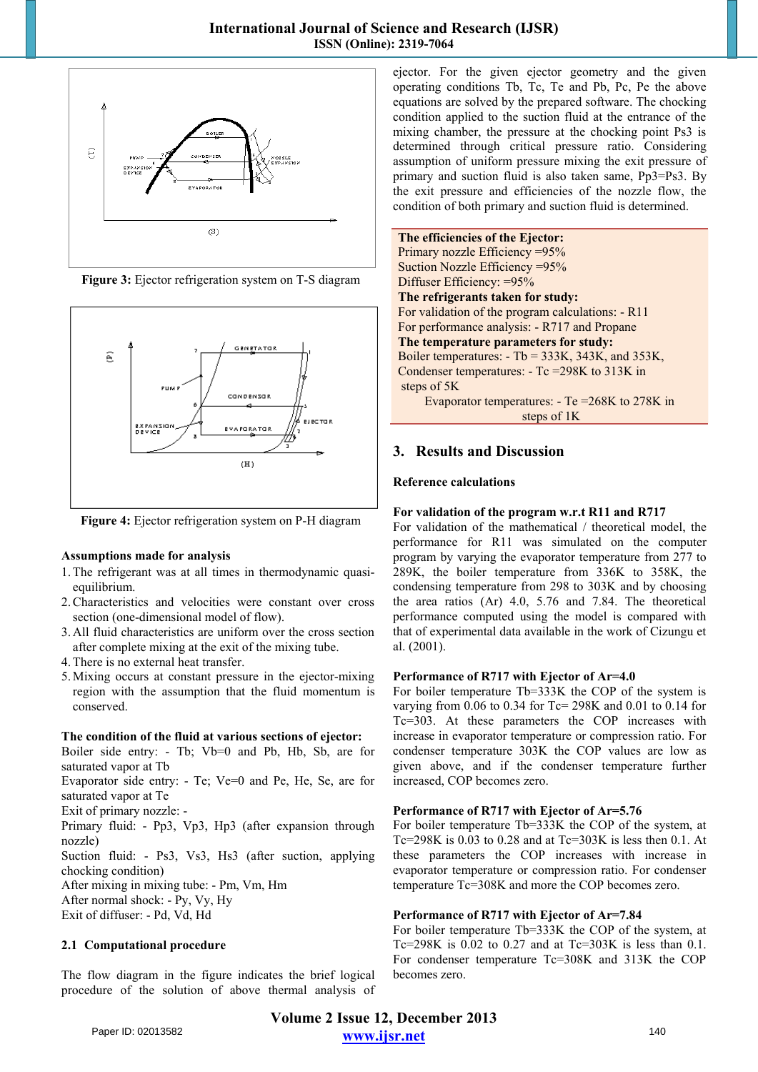Figure 3: Ejector refrigeration system on T-S diagram

Figure 4: Ejector refrigeration system on P-H diagram

**Assumptions made for analysis**

1. The refrigerant was at all times in thermodynamic quasi-equilibrium.
2. Characteristics and velocities were constant over cross section (one-dimensional model of flow).
3. All fluid characteristics are uniform over the cross section after complete mixing at the exit of the mixing tube.
4. There is no external heat transfer.
5. Mixing occurs at constant pressure in the ejector-mixing region with the assumption that the fluid momentum is conserved.

**The condition of the fluid at various sections of ejector:**

Boiler side entry: - Tb; Vb=0 and Pb, Hb, Sb, are for saturated vapor at Tb

Evaporator side entry: - Te; Ve=0 and Pe, He, Se, are for saturated vapor at Te

Exit of primary nozzle: -

Primary fluid: - Pp3, Vp3, Hp3 (after expansion through nozzle)

Suction fluid: - Ps3, Vs3, Hs3 (after suction, applying chocking condition)

After mixing in mixing tube: - Pm, Vm, Hm

After normal shock: - Py, Vy, Hy

Exit of diffuser: - Pd, Vd, Hd

### 2.1 Computational procedure

The flow diagram in the figure indicates the brief logical procedure of the solution of above thermal analysis of ejector. For the given ejector geometry and the given operating conditions Tb, Tc, Te and Pb, Pc, Pe the above equations are solved by the prepared software. The chocking condition applied to the suction fluid at the entrance of the mixing chamber, the pressure at the chocking point Ps3 is determined through critical pressure ratio. Considering assumption of uniform pressure mixing the exit pressure of primary and suction fluid is also taken same, Pp3=Ps3. By the exit pressure and efficiencies of the nozzle flow, the condition of both primary and suction fluid is determined.

**The efficiencies of the Ejector:**
Primary nozzle Efficiency =95%
Suction Nozzle Efficiency =95%
Diffuser Efficiency: =95%
**The refrigerants taken for study:**
For validation of the program calculations: - R11
For performance analysis: - R717 and Propane
**The temperature parameters for study:**
Boiler temperatures: - Tb = 333K, 343K, and 353K,
Condenser temperatures: - Tc =298K to 313K in steps of 5K
Evaporator temperatures: - Te =268K to 278K in steps of 1K

## 3. Results and Discussion

**Reference calculations**

**For validation of the program w.r.t R11 and R717**

For validation of the mathematical / theoretical model, the performance for R11 was simulated on the computer program by varying the evaporator temperature from 277 to 289K, the boiler temperature from 336K to 358K, the condensing temperature from 298 to 303K and by choosing the area ratios (Ar) 4.0, 5.76 and 7.84. The theoretical performance computed using the model is compared with that of experimental data available in the work of Cizungu et al. (2001).

**Performance of R717 with Ejector of Ar=4.0**

For boiler temperature Tb=333K the COP of the system is varying from 0.06 to 0.34 for Tc= 298K and 0.01 to 0.14 for Tc=303. At these parameters the COP increases with increase in evaporator temperature or compression ratio. For condenser temperature 303K the COP values are low as given above, and if the condenser temperature further increased, COP becomes zero.

**Performance of R717 with Ejector of Ar=5.76**

For boiler temperature Tb=333K the COP of the system, at Tc=298K is 0.03 to 0.28 and at Tc=303K is less then 0.1. At these parameters the COP increases with increase in evaporator temperature or compression ratio. For condenser temperature Tc=308K and more the COP becomes zero.

**Performance of R717 with Ejector of Ar=7.84**

For boiler temperature Tb=333K the COP of the system, at Tc=298K is 0.02 to 0.27 and at Tc=303K is less than 0.1. For condenser temperature Tc=308K and 313K the COP becomes zero.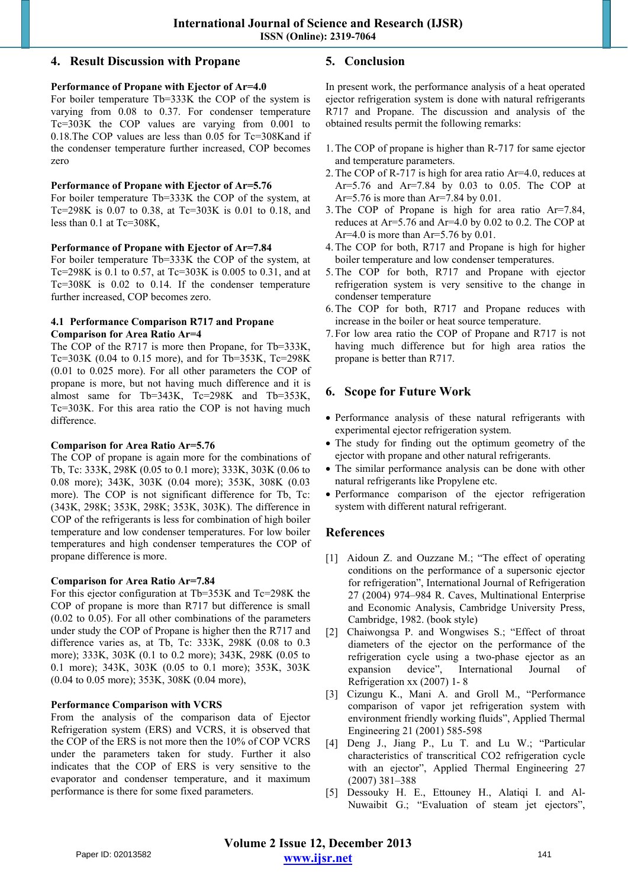## 4. Result Discussion with Propane

**Performance of Propane with Ejector of Ar=4.0**

For boiler temperature Tb=333K the COP of the system is varying from 0.08 to 0.37. For condenser temperature Tc=303K the COP values are varying from 0.001 to 0.18.The COP values are less than 0.05 for Tc=308Kand if the condenser temperature further increased, COP becomes zero

**Performance of Propane with Ejector of Ar=5.76**

For boiler temperature Tb=333K the COP of the system, at Tc=298K is 0.07 to 0.38, at Tc=303K is 0.01 to 0.18, and less than 0.1 at Tc=308K,

**Performance of Propane with Ejector of Ar=7.84**

For boiler temperature Tb=333K the COP of the system, at Tc=298K is 0.1 to 0.57, at Tc=303K is 0.005 to 0.31, and at Tc=308K is 0.02 to 0.14. If the condenser temperature further increased, COP becomes zero.

### 4.1 Performance Comparison R717 and Propane

**Comparison for Area Ratio Ar=4**

The COP of the R717 is more then Propane, for Tb=333K, Tc=303K (0.04 to 0.15 more), and for Tb=353K, Tc=298K (0.01 to 0.025 more). For all other parameters the COP of propane is more, but not having much difference and it is almost same for Tb=343K, Tc=298K and Tb=353K, Tc=303K. For this area ratio the COP is not having much difference.

**Comparison for Area Ratio Ar=5.76**

The COP of propane is again more for the combinations of Tb, Tc: 333K, 298K (0.05 to 0.1 more); 333K, 303K (0.06 to 0.08 more); 343K, 303K (0.04 more); 353K, 308K (0.03 more). The COP is not significant difference for Tb, Tc: (343K, 298K; 353K, 298K; 353K, 303K). The difference in COP of the refrigerants is less for combination of high boiler temperature and low condenser temperatures. For low boiler temperatures and high condenser temperatures the COP of propane difference is more.

**Comparison for Area Ratio Ar=7.84**

For this ejector configuration at Tb=353K and Tc=298K the COP of propane is more than R717 but difference is small (0.02 to 0.05). For all other combinations of the parameters under study the COP of Propane is higher then the R717 and difference varies as, at Tb, Tc: 333K, 298K (0.08 to 0.3 more); 333K, 303K (0.1 to 0.2 more); 343K, 298K (0.05 to 0.1 more); 343K, 303K (0.05 to 0.1 more); 353K, 303K (0.04 to 0.05 more); 353K, 308K (0.04 more),

**Performance Comparison with VCRS**

From the analysis of the comparison data of Ejector Refrigeration system (ERS) and VCRS, it is observed that the COP of the ERS is not more then the 10% of COP VCRS under the parameters taken for study. Further it also indicates that the COP of ERS is very sensitive to the evaporator and condenser temperature, and it maximum performance is there for some fixed parameters.

## 5. Conclusion

In present work, the performance analysis of a heat operated ejector refrigeration system is done with natural refrigerants R717 and Propane. The discussion and analysis of the obtained results permit the following remarks:

1. The COP of propane is higher than R-717 for same ejector and temperature parameters.
2. The COP of R-717 is high for area ratio Ar=4.0, reduces at Ar=5.76 and Ar=7.84 by 0.03 to 0.05. The COP at Ar=5.76 is more than Ar=7.84 by 0.01.
3. The COP of Propane is high for area ratio Ar=7.84, reduces at Ar=5.76 and Ar=4.0 by 0.02 to 0.2. The COP at Ar=4.0 is more than Ar=5.76 by 0.01.
4. The COP for both, R717 and Propane is high for higher boiler temperature and low condenser temperatures.
5. The COP for both, R717 and Propane with ejector refrigeration system is very sensitive to the change in condenser temperature
6. The COP for both, R717 and Propane reduces with increase in the boiler or heat source temperature.
7. For low area ratio the COP of Propane and R717 is not having much difference but for high area ratios the propane is better than R717.

## 6. Scope for Future Work

- Performance analysis of these natural refrigerants with experimental ejector refrigeration system.
- The study for finding out the optimum geometry of the ejector with propane and other natural refrigerants.
- The similar performance analysis can be done with other natural refrigerants like Propylene etc.
- Performance comparison of the ejector refrigeration system with different natural refrigerant.

## References

[1] Aidoun Z. and Ouzzane M.; "The effect of operating conditions on the performance of a supersonic ejector for refrigeration", International Journal of Refrigeration 27 (2004) 974–984 R. Caves, Multinational Enterprise and Economic Analysis, Cambridge University Press, Cambridge, 1982. (book style)

[2] Chaiwongsa P. and Wongwises S.; "Effect of throat diameters of the ejector on the performance of the refrigeration cycle using a two-phase ejector as an expansion device", International Journal of Refrigeration xx (2007) 1- 8

[3] Cizungu K., Mani A. and Groll M., "Performance comparison of vapor jet refrigeration system with environment friendly working fluids", Applied Thermal Engineering 21 (2001) 585-598

[4] Deng J., Jiang P., Lu T. and Lu W.; "Particular characteristics of transcritical CO2 refrigeration cycle with an ejector", Applied Thermal Engineering 27 (2007) 381–388

[5] Dessouky H. E., Ettouney H., Alatiqi I. and Al-Nuwaibit G.; "Evaluation of steam jet ejectors",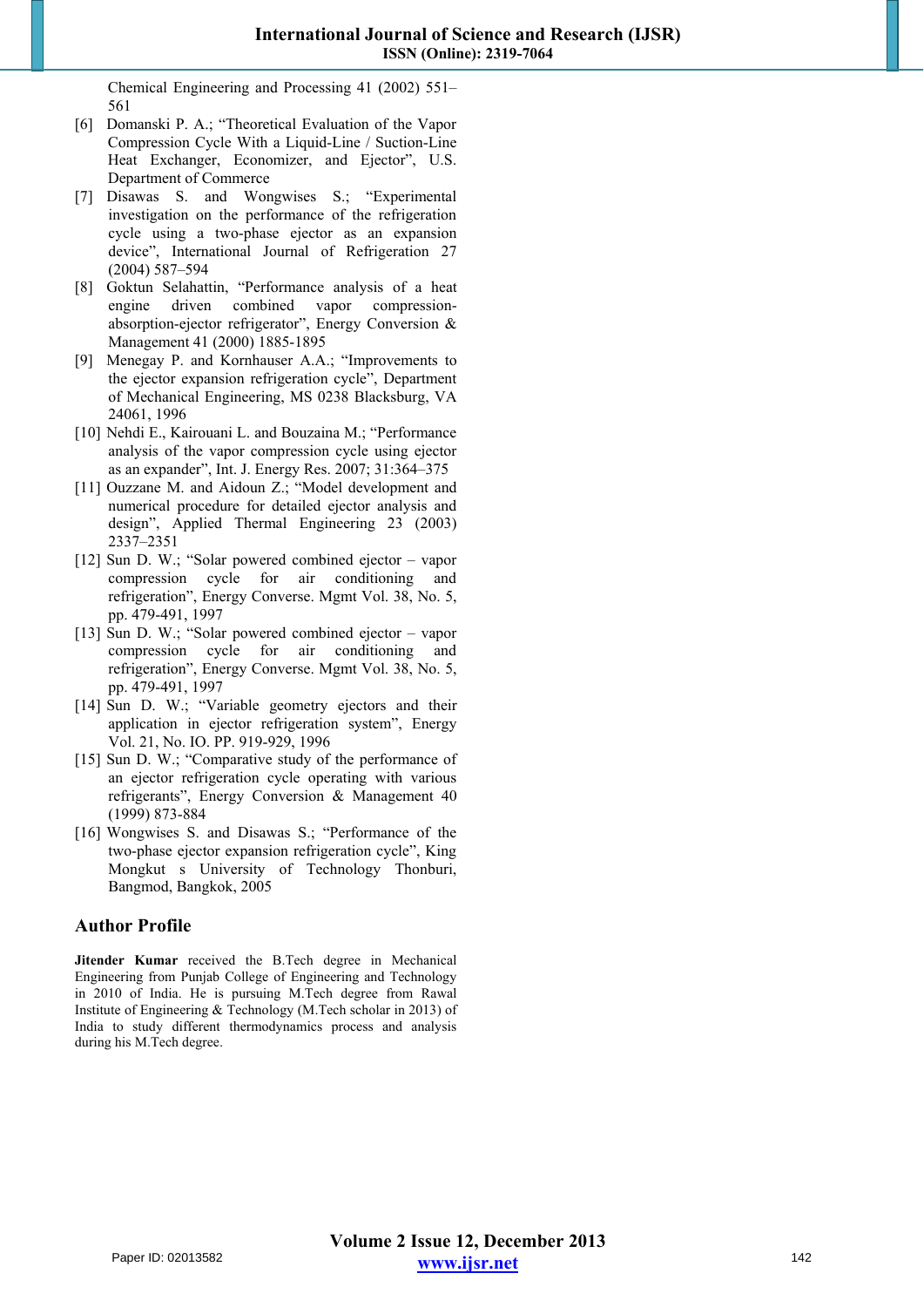Chemical Engineering and Processing 41 (2002) 551–561

[6] Domanski P. A.; "Theoretical Evaluation of the Vapor Compression Cycle With a Liquid-Line / Suction-Line Heat Exchanger, Economizer, and Ejector", U.S. Department of Commerce

[7] Disawas S. and Wongwises S.; "Experimental investigation on the performance of the refrigeration cycle using a two-phase ejector as an expansion device", International Journal of Refrigeration 27 (2004) 587–594

[8] Goktun Selahattin, "Performance analysis of a heat engine driven combined vapor compression-absorption-ejector refrigerator", Energy Conversion & Management 41 (2000) 1885-1895

[9] Menegay P. and Kornhauser A.A.; "Improvements to the ejector expansion refrigeration cycle", Department of Mechanical Engineering, MS 0238 Blacksburg, VA 24061, 1996

[10] Nehdi E., Kairouani L. and Bouzaina M.; "Performance analysis of the vapor compression cycle using ejector as an expander", Int. J. Energy Res. 2007; 31:364–375

[11] Ouzzane M. and Aidoun Z.; "Model development and numerical procedure for detailed ejector analysis and design", Applied Thermal Engineering 23 (2003) 2337–2351

[12] Sun D. W.; "Solar powered combined ejector – vapor compression cycle for air conditioning and refrigeration", Energy Converse. Mgmt Vol. 38, No. 5, pp. 479-491, 1997

[13] Sun D. W.; "Solar powered combined ejector – vapor compression cycle for air conditioning and refrigeration", Energy Converse. Mgmt Vol. 38, No. 5, pp. 479-491, 1997

[14] Sun D. W.; "Variable geometry ejectors and their application in ejector refrigeration system", Energy Vol. 21, No. IO. PP. 919-929, 1996

[15] Sun D. W.; "Comparative study of the performance of an ejector refrigeration cycle operating with various refrigerants", Energy Conversion & Management 40 (1999) 873-884

[16] Wongwises S. and Disawas S.; "Performance of the two-phase ejector expansion refrigeration cycle", King Mongkut s University of Technology Thonburi, Bangmod, Bangkok, 2005

## Author Profile

**Jitender Kumar** received the B.Tech degree in Mechanical Engineering from Punjab College of Engineering and Technology in 2010 of India. He is pursuing M.Tech degree from Rawal Institute of Engineering & Technology (M.Tech scholar in 2013) of India to study different thermodynamics process and analysis during his M.Tech degree.